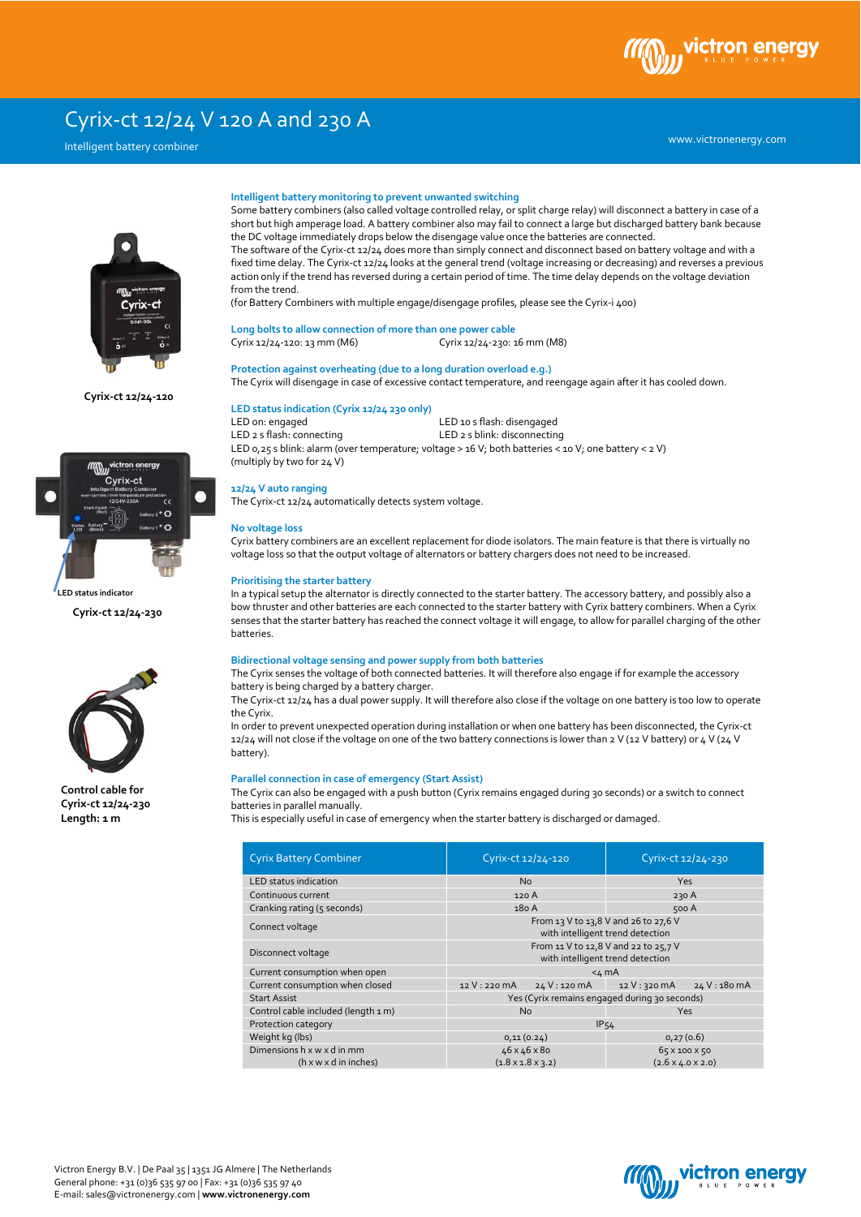# Cyrix-ct 12/24 V 120 A and 230 A

Intelligent battery combiner

www.victronenergy.com

Cyrix-ct 12/24-120

LED status indicator

Cyrix-ct 12/24-230

Control cable for Cyrix-ct 12/24-230
Length: 1 m

### Intelligent battery monitoring to prevent unwanted switching

Some battery combiners (also called voltage controlled relay, or split charge relay) will disconnect a battery in case of a short but high amperage load. A battery combiner also may fail to connect a large but discharged battery bank because the DC voltage immediately drops below the disengage value once the batteries are connected.
The software of the Cyrix-ct 12/24 does more than simply connect and disconnect based on battery voltage and with a fixed time delay. The Cyrix-ct 12/24 looks at the general trend (voltage increasing or decreasing) and reverses a previous action only if the trend has reversed during a certain period of time. The time delay depends on the voltage deviation from the trend.
(for Battery Combiners with multiple engage/disengage profiles, please see the Cyrix-i 400)

### Long bolts to allow connection of more than one power cable

Cyrix 12/24-120: 13 mm (M6)
Cyrix 12/24-230: 16 mm (M8)

### Protection against overheating (due to a long duration overload e.g.)

The Cyrix will disengage in case of excessive contact temperature, and reengage again after it has cooled down.

### LED status indication (Cyrix 12/24 230 only)

LED on: engaged
LED 10 s flash: disengaged
LED 2 s flash: connecting
LED 2 s blink: disconnecting
LED 0,25 s blink: alarm (over temperature; voltage > 16 V; both batteries < 10 V; one battery < 2 V)
(multiply by two for 24 V)

### 12/24 V auto ranging

The Cyrix-ct 12/24 automatically detects system voltage.

### No voltage loss

Cyrix battery combiners are an excellent replacement for diode isolators. The main feature is that there is virtually no voltage loss so that the output voltage of alternators or battery chargers does not need to be increased.

### Prioritising the starter battery

In a typical setup the alternator is directly connected to the starter battery. The accessory battery, and possibly also a bow thruster and other batteries are each connected to the starter battery with Cyrix battery combiners. When a Cyrix senses that the starter battery has reached the connect voltage it will engage, to allow for parallel charging of the other batteries.

### Bidirectional voltage sensing and power supply from both batteries

The Cyrix senses the voltage of both connected batteries. It will therefore also engage if for example the accessory battery is being charged by a battery charger.
The Cyrix-ct 12/24 has a dual power supply. It will therefore also close if the voltage on one battery is too low to operate the Cyrix.
In order to prevent unexpected operation during installation or when one battery has been disconnected, the Cyrix-ct 12/24 will not close if the voltage on one of the two battery connections is lower than 2 V (12 V battery) or 4 V (24 V battery).

### Parallel connection in case of emergency (Start Assist)

The Cyrix can also be engaged with a push button (Cyrix remains engaged during 30 seconds) or a switch to connect batteries in parallel manually.
This is especially useful in case of emergency when the starter battery is discharged or damaged.

| Cyrix Battery Combiner | Cyrix-ct 12/24-120 | Cyrix-ct 12/24-230 |
|---|---|---|
| LED status indication | No | Yes |
| Continuous current | 120 A | 230 A |
| Cranking rating (5 seconds) | 180 A | 500 A |
| Connect voltage | From 13 V to 13,8 V and 26 to 27,6 V with intelligent trend detection | |
| Disconnect voltage | From 11 V to 12,8 V and 22 to 25,7 V with intelligent trend detection | |
| Current consumption when open | <4 mA | |
| Current consumption when closed | 12 V : 220 mA 24 V : 120 mA | 12 V : 320 mA 24 V : 180 mA |
| Start Assist | Yes (Cyrix remains engaged during 30 seconds) | |
| Control cable included (length 1 m) | No | Yes |
| Protection category | IP54 | |
| Weight kg (lbs) | 0,11 (0.24) | 0,27 (0.6) |
| Dimensions h x w x d in mm (h x w x d in inches) | 46 x 46 x 80 (1.8 x 1.8 x 3.2) | 65 x 100 x 50 (2.6 x 4.0 x 2.0) |

Victron Energy B.V. | De Paal 35 | 1351 JG Almere | The Netherlands
General phone: +31 (0)36 535 97 00 | Fax: +31 (0)36 535 97 40
E-mail: sales@victronenergy.com | **www.victronenergy.com**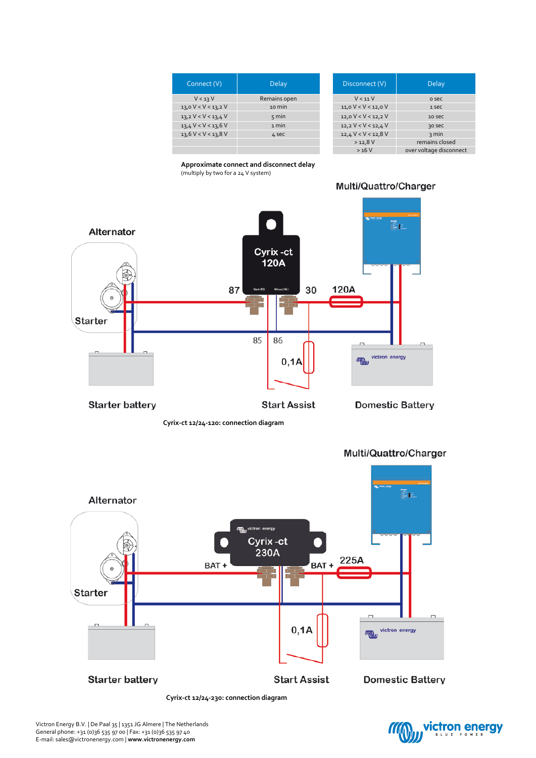| Connect (V) | Delay |
|---|---|
| V < 13 V | Remains open |
| 13,0 V < V < 13,2 V | 10 min |
| 13,2 V < V < 13,4 V | 5 min |
| 13,4 V < V < 13,6 V | 1 min |
| 13,6 V < V < 13,8 V | 4 sec |

| Disconnect (V) | Delay |
|---|---|
| V < 11 V | 0 sec |
| 11,0 V < V < 12,0 V | 1 sec |
| 12,0 V < V < 12,2 V | 10 sec |
| 12,2 V < V < 12,4 V | 30 sec |
| 12,4 V < V < 12,8 V | 3 min |
| > 12,8 V | remains closed |
| > 16 V | over voltage disconnect |

**Approximate connect and disconnect delay**
(multiply by two for a 24 V system)

Multi/Quattro/Charger

Alternator

Cyrix -ct 120A

87

30

120A

Starter

85

86

0,1A

Starter battery

Start Assist

Domestic Battery

**Cyrix-ct 12/24-120: connection diagram**

Multi/Quattro/Charger

Alternator

Cyrix -ct 230A

BAT +

BAT +

225A

Starter

0,1A

Starter battery

Start Assist

Domestic Battery

**Cyrix-ct 12/24-230: connection diagram**

Victron Energy B.V. | De Paal 35 | 1351 JG Almere | The Netherlands
General phone: +31 (0)36 535 97 00 | Fax: +31 (0)36 535 97 40
E-mail: sales@victronenergy.com | **www.victronenergy.com**